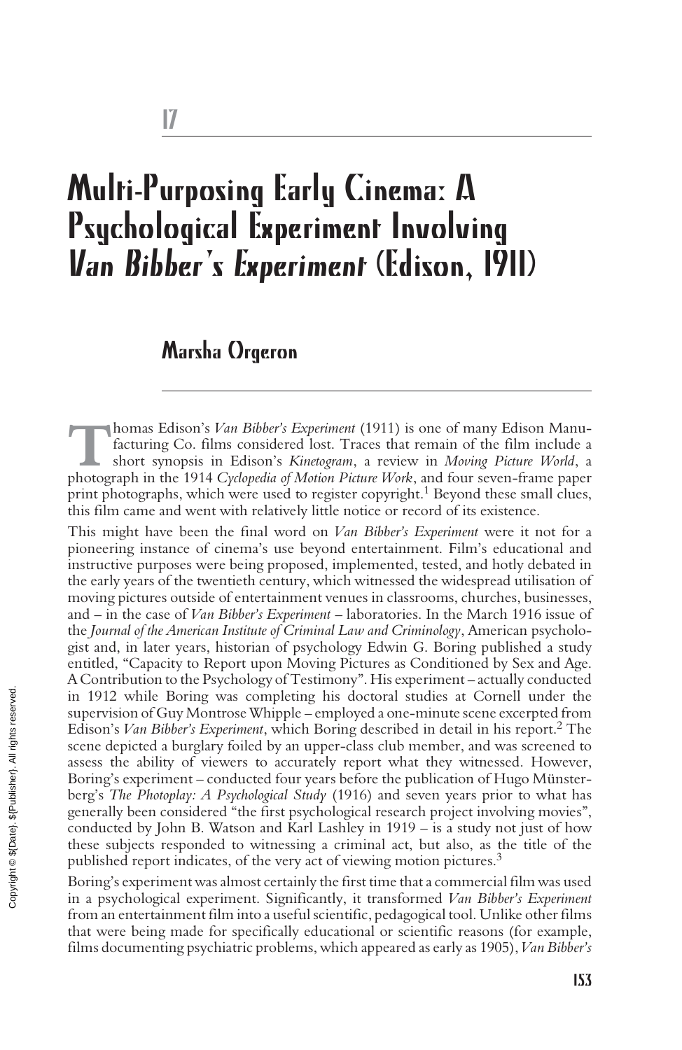17

# Multi-Purposing Early Cinema: A Psychological Experiment Involving *Van Bibber's Experiment* (Edison, 1911)

## Marsha Orgeron

Thomas Edison's *Van Bibber's Experiment* (1911) is one of many Edison Manufacturing Co. films considered lost. Traces that remain of the film include a short synopsis in Edison's *Kinetogram*, a review in *Moving Picture World*, a photograph in the 1914 *Cyclopedia of Motion Picture Work*, and four seven-frame paper print photographs, which were used to register copyright.[1] Beyond these small clues, this film came and went with relatively little notice or record of its existence.

This might have been the final word on *Van Bibber's Experiment* were it not for a pioneering instance of cinema's use beyond entertainment. Film's educational and instructive purposes were being proposed, implemented, tested, and hotly debated in the early years of the twentieth century, which witnessed the widespread utilisation of moving pictures outside of entertainment venues in classrooms, churches, businesses, and – in the case of *Van Bibber's Experiment* – laboratories. In the March 1916 issue of the *Journal of the American Institute of Criminal Law and Criminology*, American psychologist and, in later years, historian of psychology Edwin G. Boring published a study entitled, "Capacity to Report upon Moving Pictures as Conditioned by Sex and Age. A Contribution to the Psychology of Testimony". His experiment – actually conducted in 1912 while Boring was completing his doctoral studies at Cornell under the supervision of Guy Montrose Whipple – employed a one-minute scene excerpted from Edison's *Van Bibber's Experiment*, which Boring described in detail in his report.[2] The scene depicted a burglary foiled by an upper-class club member, and was screened to assess the ability of viewers to accurately report what they witnessed. However, Boring's experiment – conducted four years before the publication of Hugo Münsterberg's *The Photoplay: A Psychological Study* (1916) and seven years prior to what has generally been considered "the first psychological research project involving movies", conducted by John B. Watson and Karl Lashley in 1919 – is a study not just of how these subjects responded to witnessing a criminal act, but also, as the title of the published report indicates, of the very act of viewing motion pictures.[3]

Boring's experiment was almost certainly the first time that a commercial film was used in a psychological experiment. Significantly, it transformed *Van Bibber's Experiment* from an entertainment film into a useful scientific, pedagogical tool. Unlike other films that were being made for specifically educational or scientific reasons (for example, films documenting psychiatric problems, which appeared as early as 1905), *Van Bibber's*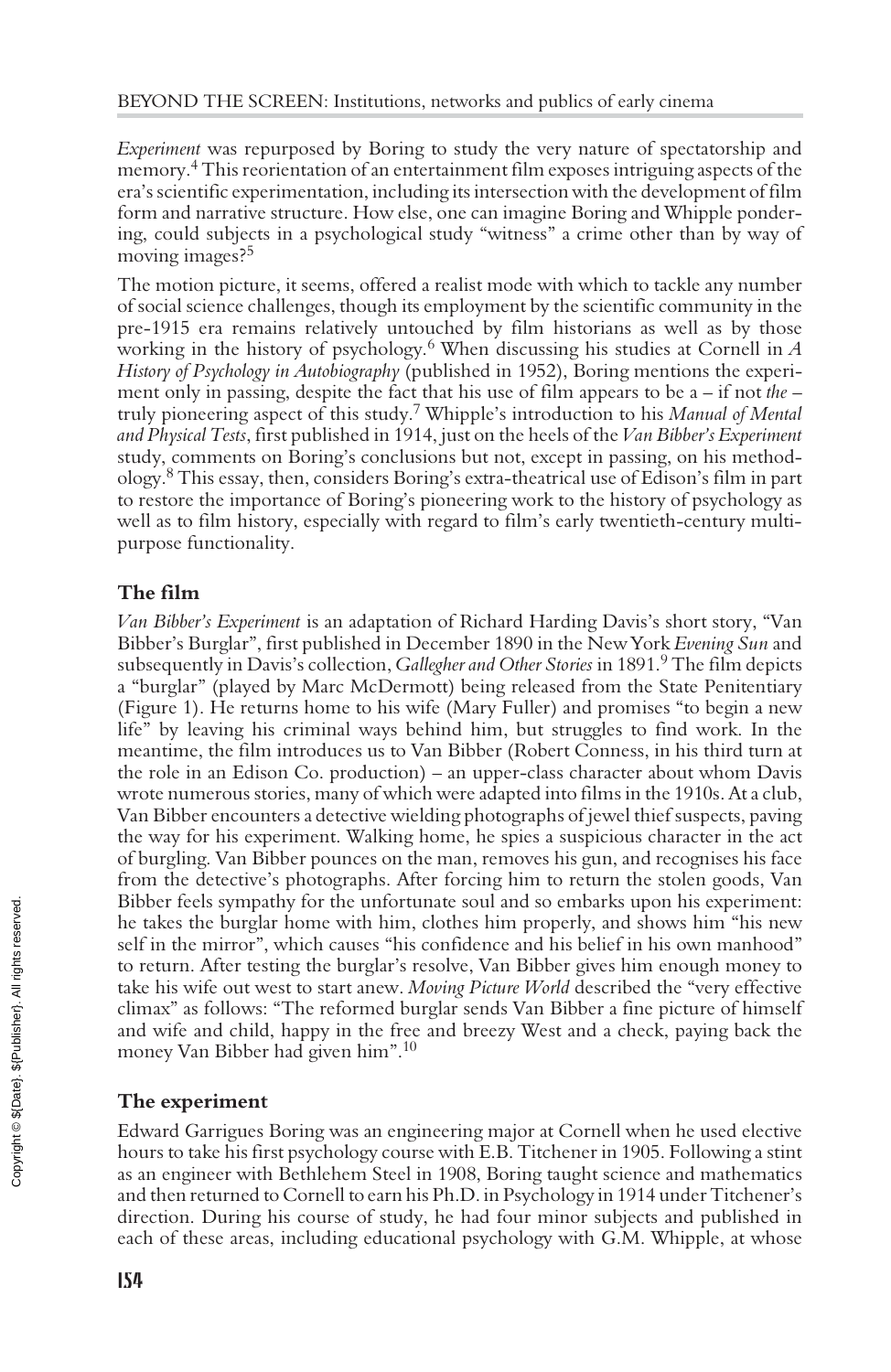*Experiment* was repurposed by Boring to study the very nature of spectatorship and memory.[4] This reorientation of an entertainment film exposes intriguing aspects of the era's scientific experimentation, including its intersection with the development of film form and narrative structure. How else, one can imagine Boring and Whipple pondering, could subjects in a psychological study "witness" a crime other than by way of moving images?[5]

The motion picture, it seems, offered a realist mode with which to tackle any number of social science challenges, though its employment by the scientific community in the pre-1915 era remains relatively untouched by film historians as well as by those working in the history of psychology.[6] When discussing his studies at Cornell in *A History of Psychology in Autobiography* (published in 1952), Boring mentions the experiment only in passing, despite the fact that his use of film appears to be a – if not *the* – truly pioneering aspect of this study.[7] Whipple's introduction to his *Manual of Mental and Physical Tests*, first published in 1914, just on the heels of the *Van Bibber's Experiment* study, comments on Boring's conclusions but not, except in passing, on his methodology.[8] This essay, then, considers Boring's extra-theatrical use of Edison's film in part to restore the importance of Boring's pioneering work to the history of psychology as well as to film history, especially with regard to film's early twentieth-century multipurpose functionality.

## The film

*Van Bibber's Experiment* is an adaptation of Richard Harding Davis's short story, "Van Bibber's Burglar", first published in December 1890 in the New York *Evening Sun* and subsequently in Davis's collection, *Gallegher and Other Stories* in 1891.[9] The film depicts a "burglar" (played by Marc McDermott) being released from the State Penitentiary (Figure 1). He returns home to his wife (Mary Fuller) and promises "to begin a new life" by leaving his criminal ways behind him, but struggles to find work. In the meantime, the film introduces us to Van Bibber (Robert Conness, in his third turn at the role in an Edison Co. production) – an upper-class character about whom Davis wrote numerous stories, many of which were adapted into films in the 1910s. At a club, Van Bibber encounters a detective wielding photographs of jewel thief suspects, paving the way for his experiment. Walking home, he spies a suspicious character in the act of burgling. Van Bibber pounces on the man, removes his gun, and recognises his face from the detective's photographs. After forcing him to return the stolen goods, Van Bibber feels sympathy for the unfortunate soul and so embarks upon his experiment: he takes the burglar home with him, clothes him properly, and shows him "his new self in the mirror", which causes "his confidence and his belief in his own manhood" to return. After testing the burglar's resolve, Van Bibber gives him enough money to take his wife out west to start anew. *Moving Picture World* described the "very effective climax" as follows: "The reformed burglar sends Van Bibber a fine picture of himself and wife and child, happy in the free and breezy West and a check, paying back the money Van Bibber had given him".[10]

## The experiment

Edward Garrigues Boring was an engineering major at Cornell when he used elective hours to take his first psychology course with E.B. Titchener in 1905. Following a stint as an engineer with Bethlehem Steel in 1908, Boring taught science and mathematics and then returned to Cornell to earn his Ph.D. in Psychology in 1914 under Titchener's direction. During his course of study, he had four minor subjects and published in each of these areas, including educational psychology with G.M. Whipple, at whose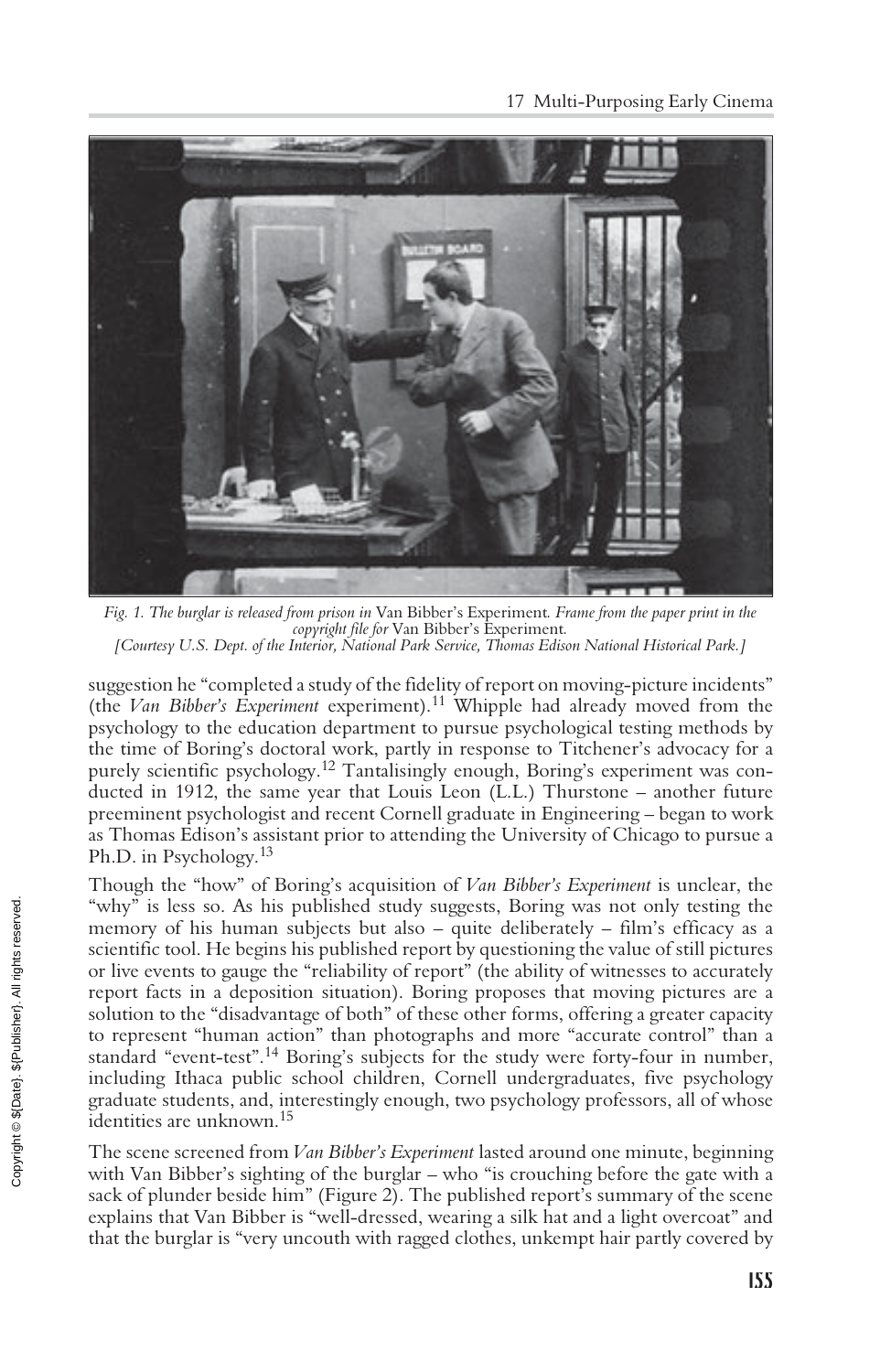*Fig. 1. The burglar is released from prison in* Van Bibber's Experiment. *Frame from the paper print in the copyright file for* Van Bibber's Experiment.
*[Courtesy U.S. Dept. of the Interior, National Park Service, Thomas Edison National Historical Park.]*

suggestion he "completed a study of the fidelity of report on moving-picture incidents" (the *Van Bibber's Experiment* experiment).[11] Whipple had already moved from the psychology to the education department to pursue psychological testing methods by the time of Boring's doctoral work, partly in response to Titchener's advocacy for a purely scientific psychology.[12] Tantalisingly enough, Boring's experiment was conducted in 1912, the same year that Louis Leon (L.L.) Thurstone – another future preeminent psychologist and recent Cornell graduate in Engineering – began to work as Thomas Edison's assistant prior to attending the University of Chicago to pursue a Ph.D. in Psychology.[13]

Though the "how" of Boring's acquisition of *Van Bibber's Experiment* is unclear, the "why" is less so. As his published study suggests, Boring was not only testing the memory of his human subjects but also – quite deliberately – film's efficacy as a scientific tool. He begins his published report by questioning the value of still pictures or live events to gauge the "reliability of report" (the ability of witnesses to accurately report facts in a deposition situation). Boring proposes that moving pictures are a solution to the "disadvantage of both" of these other forms, offering a greater capacity to represent "human action" than photographs and more "accurate control" than a standard "event-test".[14] Boring's subjects for the study were forty-four in number, including Ithaca public school children, Cornell undergraduates, five psychology graduate students, and, interestingly enough, two psychology professors, all of whose identities are unknown.[15]

The scene screened from *Van Bibber's Experiment* lasted around one minute, beginning with Van Bibber's sighting of the burglar – who "is crouching before the gate with a sack of plunder beside him" (Figure 2). The published report's summary of the scene explains that Van Bibber is "well-dressed, wearing a silk hat and a light overcoat" and that the burglar is "very uncouth with ragged clothes, unkempt hair partly covered by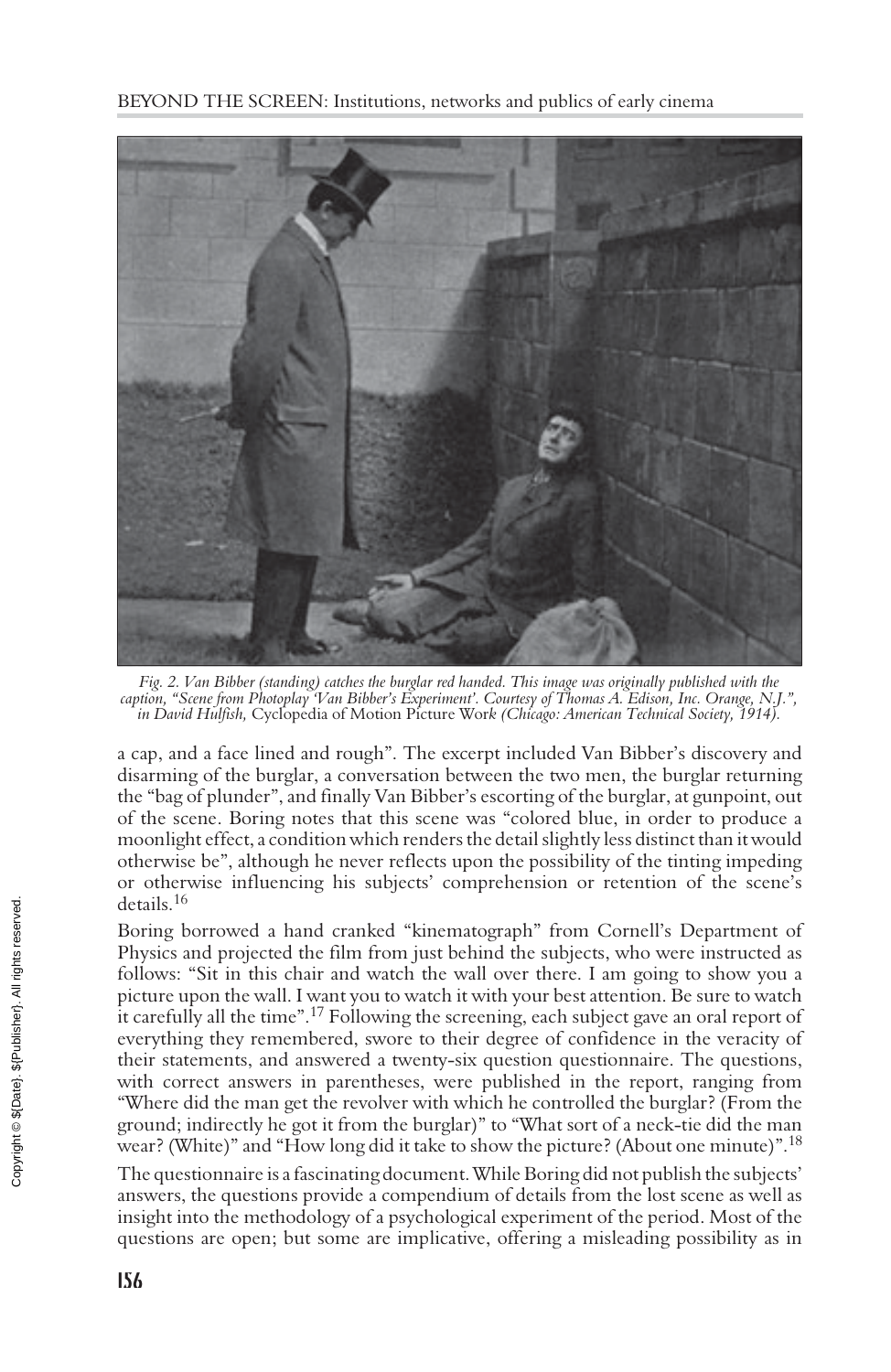*Fig. 2. Van Bibber (standing) catches the burglar red handed. This image was originally published with the caption, "Scene from Photoplay 'Van Bibber's Experiment'. Courtesy of Thomas A. Edison, Inc. Orange, N.J.", in David Hulfish,* Cyclopedia of Motion Picture Work *(Chicago: American Technical Society, 1914).*

a cap, and a face lined and rough". The excerpt included Van Bibber's discovery and disarming of the burglar, a conversation between the two men, the burglar returning the "bag of plunder", and finally Van Bibber's escorting of the burglar, at gunpoint, out of the scene. Boring notes that this scene was "colored blue, in order to produce a moonlight effect, a condition which renders the detail slightly less distinct than it would otherwise be", although he never reflects upon the possibility of the tinting impeding or otherwise influencing his subjects' comprehension or retention of the scene's details.[16]

Boring borrowed a hand cranked "kinematograph" from Cornell's Department of Physics and projected the film from just behind the subjects, who were instructed as follows: "Sit in this chair and watch the wall over there. I am going to show you a picture upon the wall. I want you to watch it with your best attention. Be sure to watch it carefully all the time".[17] Following the screening, each subject gave an oral report of everything they remembered, swore to their degree of confidence in the veracity of their statements, and answered a twenty-six question questionnaire. The questions, with correct answers in parentheses, were published in the report, ranging from "Where did the man get the revolver with which he controlled the burglar? (From the ground; indirectly he got it from the burglar)" to "What sort of a neck-tie did the man wear? (White)" and "How long did it take to show the picture? (About one minute)".[18]

The questionnaire is a fascinating document. While Boring did not publish the subjects' answers, the questions provide a compendium of details from the lost scene as well as insight into the methodology of a psychological experiment of the period. Most of the questions are open; but some are implicative, offering a misleading possibility as in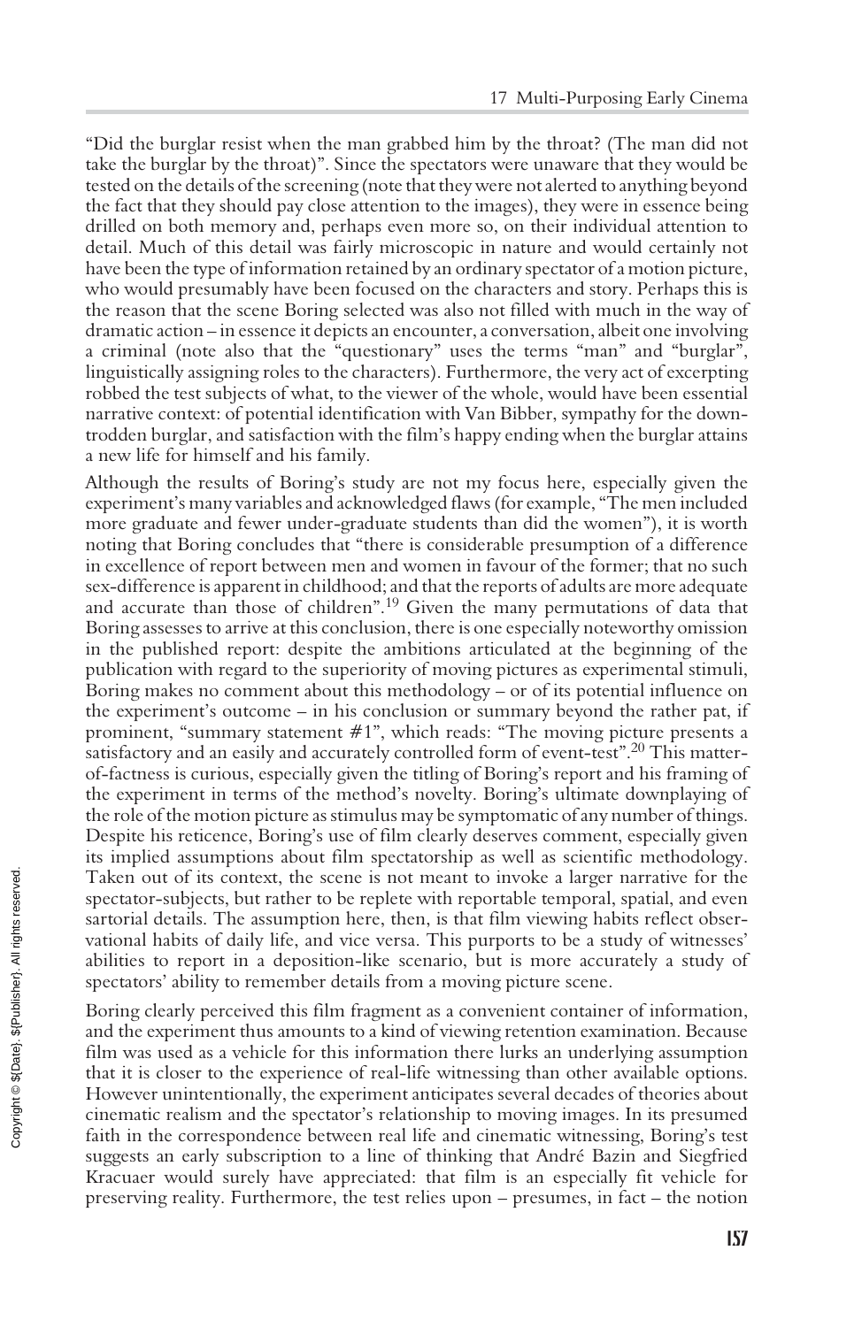"Did the burglar resist when the man grabbed him by the throat? (The man did not take the burglar by the throat)". Since the spectators were unaware that they would be tested on the details of the screening (note that they were not alerted to anything beyond the fact that they should pay close attention to the images), they were in essence being drilled on both memory and, perhaps even more so, on their individual attention to detail. Much of this detail was fairly microscopic in nature and would certainly not have been the type of information retained by an ordinary spectator of a motion picture, who would presumably have been focused on the characters and story. Perhaps this is the reason that the scene Boring selected was also not filled with much in the way of dramatic action – in essence it depicts an encounter, a conversation, albeit one involving a criminal (note also that the "questionary" uses the terms "man" and "burglar", linguistically assigning roles to the characters). Furthermore, the very act of excerpting robbed the test subjects of what, to the viewer of the whole, would have been essential narrative context: of potential identification with Van Bibber, sympathy for the down-trodden burglar, and satisfaction with the film's happy ending when the burglar attains a new life for himself and his family.

Although the results of Boring's study are not my focus here, especially given the experiment's many variables and acknowledged flaws (for example, "The men included more graduate and fewer under-graduate students than did the women"), it is worth noting that Boring concludes that "there is considerable presumption of a difference in excellence of report between men and women in favour of the former; that no such sex-difference is apparent in childhood; and that the reports of adults are more adequate and accurate than those of children".[19] Given the many permutations of data that Boring assesses to arrive at this conclusion, there is one especially noteworthy omission in the published report: despite the ambitions articulated at the beginning of the publication with regard to the superiority of moving pictures as experimental stimuli, Boring makes no comment about this methodology – or of its potential influence on the experiment's outcome – in his conclusion or summary beyond the rather pat, if prominent, "summary statement #1", which reads: "The moving picture presents a satisfactory and an easily and accurately controlled form of event-test".[20] This matter-of-factness is curious, especially given the titling of Boring's report and his framing of the experiment in terms of the method's novelty. Boring's ultimate downplaying of the role of the motion picture as stimulus may be symptomatic of any number of things. Despite his reticence, Boring's use of film clearly deserves comment, especially given its implied assumptions about film spectatorship as well as scientific methodology. Taken out of its context, the scene is not meant to invoke a larger narrative for the spectator-subjects, but rather to be replete with reportable temporal, spatial, and even sartorial details. The assumption here, then, is that film viewing habits reflect observational habits of daily life, and vice versa. This purports to be a study of witnesses' abilities to report in a deposition-like scenario, but is more accurately a study of spectators' ability to remember details from a moving picture scene.

Boring clearly perceived this film fragment as a convenient container of information, and the experiment thus amounts to a kind of viewing retention examination. Because film was used as a vehicle for this information there lurks an underlying assumption that it is closer to the experience of real-life witnessing than other available options. However unintentionally, the experiment anticipates several decades of theories about cinematic realism and the spectator's relationship to moving images. In its presumed faith in the correspondence between real life and cinematic witnessing, Boring's test suggests an early subscription to a line of thinking that André Bazin and Siegfried Kracuaer would surely have appreciated: that film is an especially fit vehicle for preserving reality. Furthermore, the test relies upon – presumes, in fact – the notion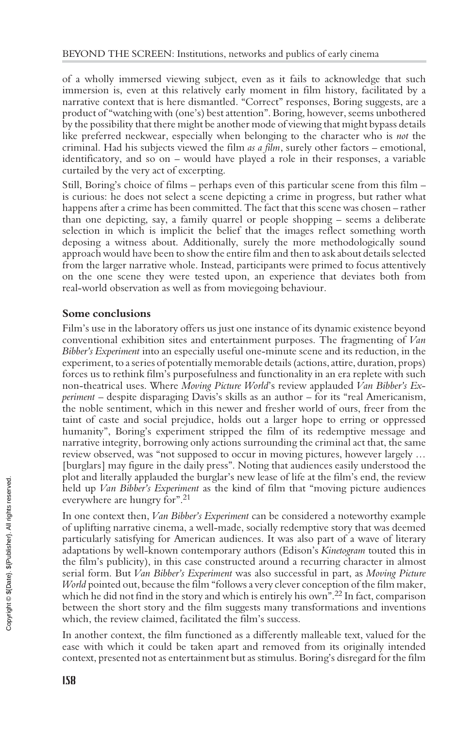of a wholly immersed viewing subject, even as it fails to acknowledge that such immersion is, even at this relatively early moment in film history, facilitated by a narrative context that is here dismantled. "Correct" responses, Boring suggests, are a product of "watching with (one's) best attention". Boring, however, seems unbothered by the possibility that there might be another mode of viewing that might bypass details like preferred neckwear, especially when belonging to the character who is *not* the criminal. Had his subjects viewed the film *as a film*, surely other factors – emotional, identificatory, and so on – would have played a role in their responses, a variable curtailed by the very act of excerpting.

Still, Boring's choice of films – perhaps even of this particular scene from this film – is curious: he does not select a scene depicting a crime in progress, but rather what happens after a crime has been committed. The fact that this scene was chosen – rather than one depicting, say, a family quarrel or people shopping – seems a deliberate selection in which is implicit the belief that the images reflect something worth deposing a witness about. Additionally, surely the more methodologically sound approach would have been to show the entire film and then to ask about details selected from the larger narrative whole. Instead, participants were primed to focus attentively on the one scene they were tested upon, an experience that deviates both from real-world observation as well as from moviegoing behaviour.

## Some conclusions

Film's use in the laboratory offers us just one instance of its dynamic existence beyond conventional exhibition sites and entertainment purposes. The fragmenting of *Van Bibber's Experiment* into an especially useful one-minute scene and its reduction, in the experiment, to a series of potentially memorable details (actions, attire, duration, props) forces us to rethink film's purposefulness and functionality in an era replete with such non-theatrical uses. Where *Moving Picture World*'s review applauded *Van Bibber's Experiment* – despite disparaging Davis's skills as an author – for its "real Americanism, the noble sentiment, which in this newer and fresher world of ours, freer from the taint of caste and social prejudice, holds out a larger hope to erring or oppressed humanity", Boring's experiment stripped the film of its redemptive message and narrative integrity, borrowing only actions surrounding the criminal act that, the same review observed, was "not supposed to occur in moving pictures, however largely ... [burglars] may figure in the daily press". Noting that audiences easily understood the plot and literally applauded the burglar's new lease of life at the film's end, the review held up *Van Bibber's Experiment* as the kind of film that "moving picture audiences everywhere are hungry for".[21]

In one context then, *Van Bibber's Experiment* can be considered a noteworthy example of uplifting narrative cinema, a well-made, socially redemptive story that was deemed particularly satisfying for American audiences. It was also part of a wave of literary adaptations by well-known contemporary authors (Edison's *Kinetogram* touted this in the film's publicity), in this case constructed around a recurring character in almost serial form. But *Van Bibber's Experiment* was also successful in part, as *Moving Picture World* pointed out, because the film "follows a very clever conception of the film maker, which he did not find in the story and which is entirely his own".[22] In fact, comparison between the short story and the film suggests many transformations and inventions which, the review claimed, facilitated the film's success.

In another context, the film functioned as a differently malleable text, valued for the ease with which it could be taken apart and removed from its originally intended context, presented not as entertainment but as stimulus. Boring's disregard for the film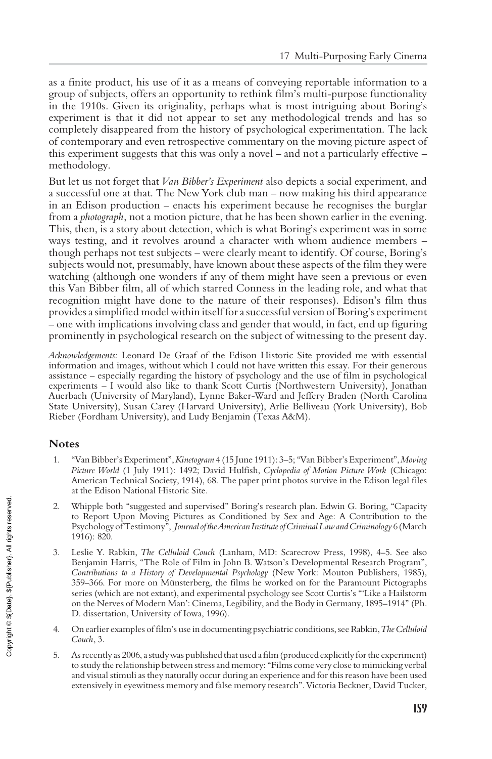as a finite product, his use of it as a means of conveying reportable information to a group of subjects, offers an opportunity to rethink film's multi-purpose functionality in the 1910s. Given its originality, perhaps what is most intriguing about Boring's experiment is that it did not appear to set any methodological trends and has so completely disappeared from the history of psychological experimentation. The lack of contemporary and even retrospective commentary on the moving picture aspect of this experiment suggests that this was only a novel – and not a particularly effective – methodology.

But let us not forget that *Van Bibber's Experiment* also depicts a social experiment, and a successful one at that. The New York club man – now making his third appearance in an Edison production – enacts his experiment because he recognises the burglar from a *photograph*, not a motion picture, that he has been shown earlier in the evening. This, then, is a story about detection, which is what Boring's experiment was in some ways testing, and it revolves around a character with whom audience members – though perhaps not test subjects – were clearly meant to identify. Of course, Boring's subjects would not, presumably, have known about these aspects of the film they were watching (although one wonders if any of them might have seen a previous or even this Van Bibber film, all of which starred Conness in the leading role, and what that recognition might have done to the nature of their responses). Edison's film thus provides a simplified model within itself for a successful version of Boring's experiment – one with implications involving class and gender that would, in fact, end up figuring prominently in psychological research on the subject of witnessing to the present day.

*Acknowledgements:* Leonard De Graaf of the Edison Historic Site provided me with essential information and images, without which I could not have written this essay. For their generous assistance – especially regarding the history of psychology and the use of film in psychological experiments – I would also like to thank Scott Curtis (Northwestern University), Jonathan Auerbach (University of Maryland), Lynne Baker-Ward and Jeffery Braden (North Carolina State University), Susan Carey (Harvard University), Arlie Belliveau (York University), Bob Rieber (Fordham University), and Ludy Benjamin (Texas A&M).

## Notes

1. "Van Bibber's Experiment", *Kinetogram* 4 (15 June 1911): 3–5; "Van Bibber's Experiment", *Moving Picture World* (1 July 1911): 1492; David Hulfish, *Cyclopedia of Motion Picture Work* (Chicago: American Technical Society, 1914), 68. The paper print photos survive in the Edison legal files at the Edison National Historic Site.

2. Whipple both "suggested and supervised" Boring's research plan. Edwin G. Boring, "Capacity to Report Upon Moving Pictures as Conditioned by Sex and Age: A Contribution to the Psychology of Testimony", *Journal of the American Institute of Criminal Law and Criminology* 6 (March 1916): 820.

3. Leslie Y. Rabkin, *The Celluloid Couch* (Lanham, MD: Scarecrow Press, 1998), 4–5. See also Benjamin Harris, "The Role of Film in John B. Watson's Developmental Research Program", *Contributions to a History of Developmental Psychology* (New York: Mouton Publishers, 1985), 359–366. For more on Münsterberg, the films he worked on for the Paramount Pictographs series (which are not extant), and experimental psychology see Scott Curtis's "'Like a Hailstorm on the Nerves of Modern Man': Cinema, Legibility, and the Body in Germany, 1895–1914" (Ph. D. dissertation, University of Iowa, 1996).

4. On earlier examples of film's use in documenting psychiatric conditions, see Rabkin, *The Celluloid Couch*, 3.

5. As recently as 2006, a study was published that used a film (produced explicitly for the experiment) to study the relationship between stress and memory: "Films come very close to mimicking verbal and visual stimuli as they naturally occur during an experience and for this reason have been used extensively in eyewitness memory and false memory research". Victoria Beckner, David Tucker,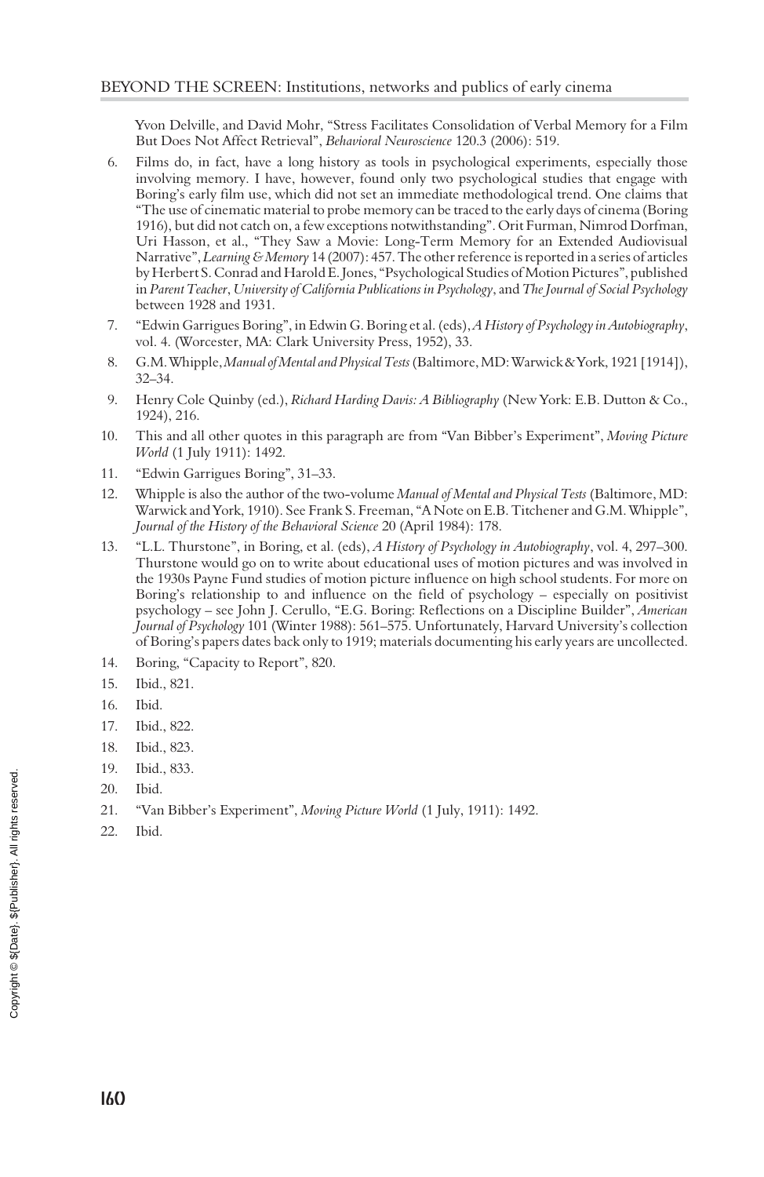Yvon Delville, and David Mohr, "Stress Facilitates Consolidation of Verbal Memory for a Film But Does Not Affect Retrieval", *Behavioral Neuroscience* 120.3 (2006): 519.

6. Films do, in fact, have a long history as tools in psychological experiments, especially those involving memory. I have, however, found only two psychological studies that engage with Boring's early film use, which did not set an immediate methodological trend. One claims that "The use of cinematic material to probe memory can be traced to the early days of cinema (Boring 1916), but did not catch on, a few exceptions notwithstanding". Orit Furman, Nimrod Dorfman, Uri Hasson, et al., "They Saw a Movie: Long-Term Memory for an Extended Audiovisual Narrative", *Learning & Memory* 14 (2007): 457. The other reference is reported in a series of articles by Herbert S. Conrad and Harold E. Jones, "Psychological Studies of Motion Pictures", published in *Parent Teacher*, *University of California Publications in Psychology*, and *The Journal of Social Psychology* between 1928 and 1931.
7. "Edwin Garrigues Boring", in Edwin G. Boring et al. (eds), *A History of Psychology in Autobiography*, vol. 4. (Worcester, MA: Clark University Press, 1952), 33.
8. G.M. Whipple, *Manual of Mental and Physical Tests* (Baltimore, MD: Warwick & York, 1921 [1914]), 32–34.
9. Henry Cole Quinby (ed.), *Richard Harding Davis: A Bibliography* (New York: E.B. Dutton & Co., 1924), 216.
10. This and all other quotes in this paragraph are from "Van Bibber's Experiment", *Moving Picture World* (1 July 1911): 1492.
11. "Edwin Garrigues Boring", 31–33.
12. Whipple is also the author of the two-volume *Manual of Mental and Physical Tests* (Baltimore, MD: Warwick and York, 1910). See Frank S. Freeman, "A Note on E.B. Titchener and G.M. Whipple", *Journal of the History of the Behavioral Science* 20 (April 1984): 178.
13. "L.L. Thurstone", in Boring, et al. (eds), *A History of Psychology in Autobiography*, vol. 4, 297–300. Thurstone would go on to write about educational uses of motion pictures and was involved in the 1930s Payne Fund studies of motion picture influence on high school students. For more on Boring's relationship to and influence on the field of psychology – especially on positivist psychology – see John J. Cerullo, "E.G. Boring: Reflections on a Discipline Builder", *American Journal of Psychology* 101 (Winter 1988): 561–575. Unfortunately, Harvard University's collection of Boring's papers dates back only to 1919; materials documenting his early years are uncollected.
14. Boring, "Capacity to Report", 820.
15. Ibid., 821.
16. Ibid.
17. Ibid., 822.
18. Ibid., 823.
19. Ibid., 833.
20. Ibid.
21. "Van Bibber's Experiment", *Moving Picture World* (1 July, 1911): 1492.
22. Ibid.